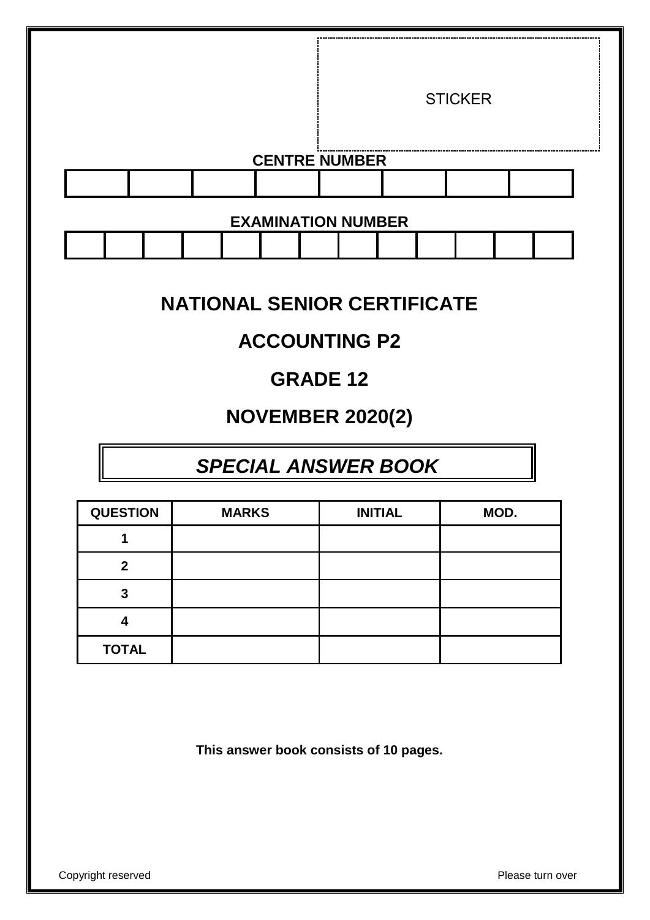STICKER

**CENTRE NUMBER**

| | | | | | | | |
|---|---|---|---|---|---|---|---|
| | | | | | | | |

**EXAMINATION NUMBER**

| | | | | | | | | | | | | |
|---|---|---|---|---|---|---|---|---|---|---|---|---|
| | | | | | | | | | | | | |

# NATIONAL SENIOR CERTIFICATE

# ACCOUNTING P2

# GRADE 12

# NOVEMBER 2020(2)

## *SPECIAL ANSWER BOOK*

| QUESTION | MARKS | INITIAL | MOD. |
|---|---|---|---|
| 1 | | | |
| 2 | | | |
| 3 | | | |
| 4 | | | |
| TOTAL | | | |

**This answer book consists of 10 pages.**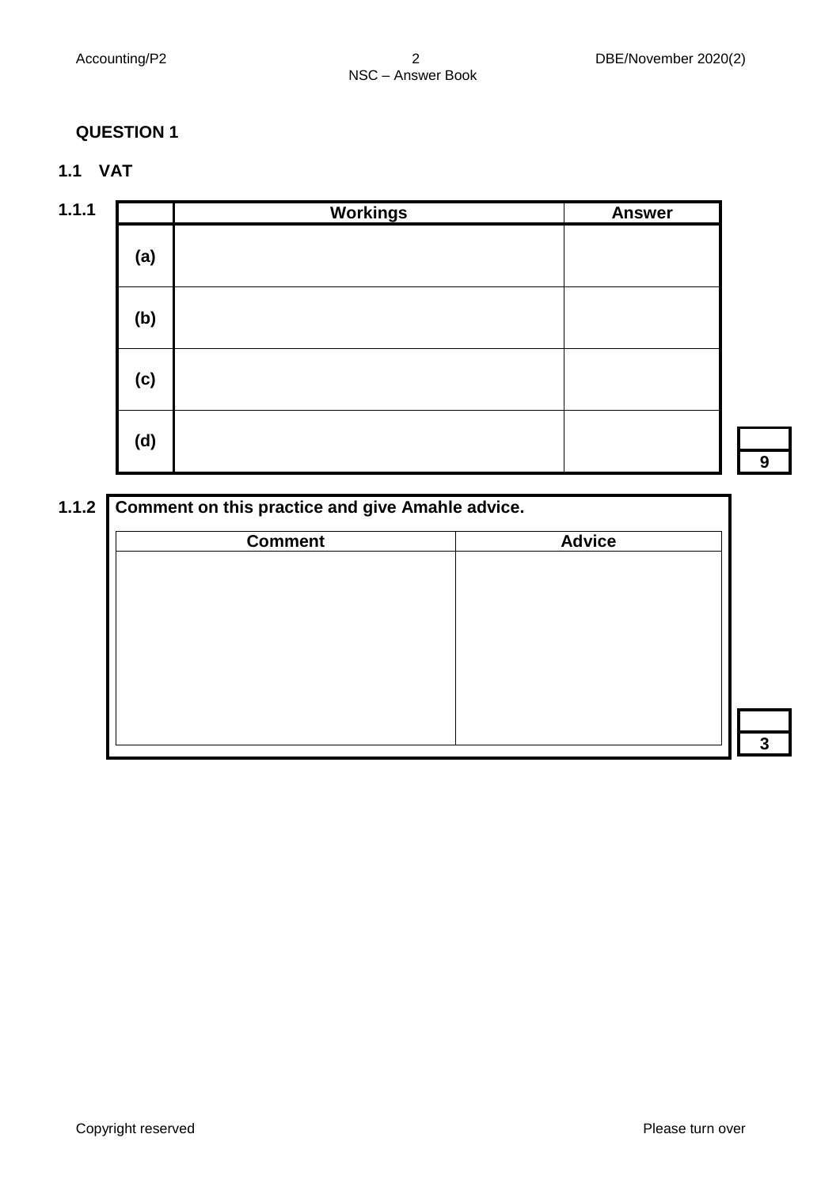## QUESTION 1

### 1.1 VAT

**1.1.1**

| | Workings | Answer |
|---|---|---|
| (a) | | |
| (b) | | |
| (c) | | |
| (d) | | |

**9**

**1.1.2** **Comment on this practice and give Amahle advice.**

| Comment | Advice |
|---|---|
| | |

**3**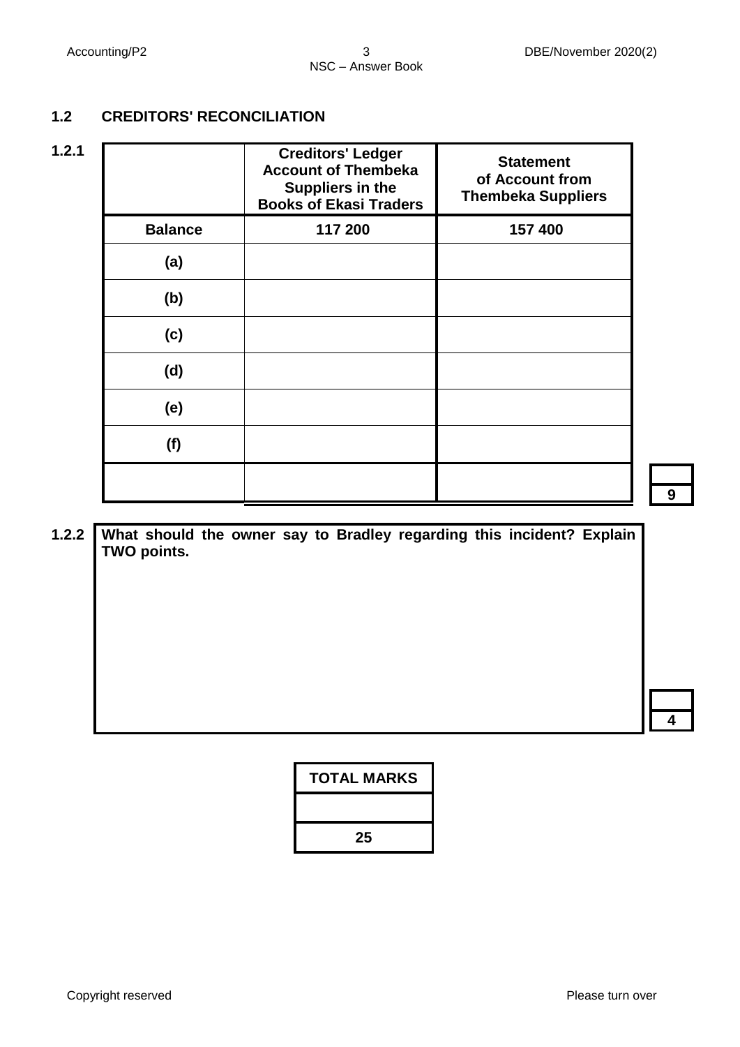## 1.2 CREDITORS' RECONCILIATION

**1.2.1**

| | **Creditors' Ledger Account of Thembeka Suppliers in the Books of Ekasi Traders** | **Statement of Account from Thembeka Suppliers** |
|---|---|---|
| **Balance** | **117 200** | **157 400** |
| **(a)** | | |
| **(b)** | | |
| **(c)** | | |
| **(d)** | | |
| **(e)** | | |
| **(f)** | | |
| | | |

9

**1.2.2** **What should the owner say to Bradley regarding this incident? Explain TWO points.**

4

| TOTAL MARKS |
|---|
| |
| **25** |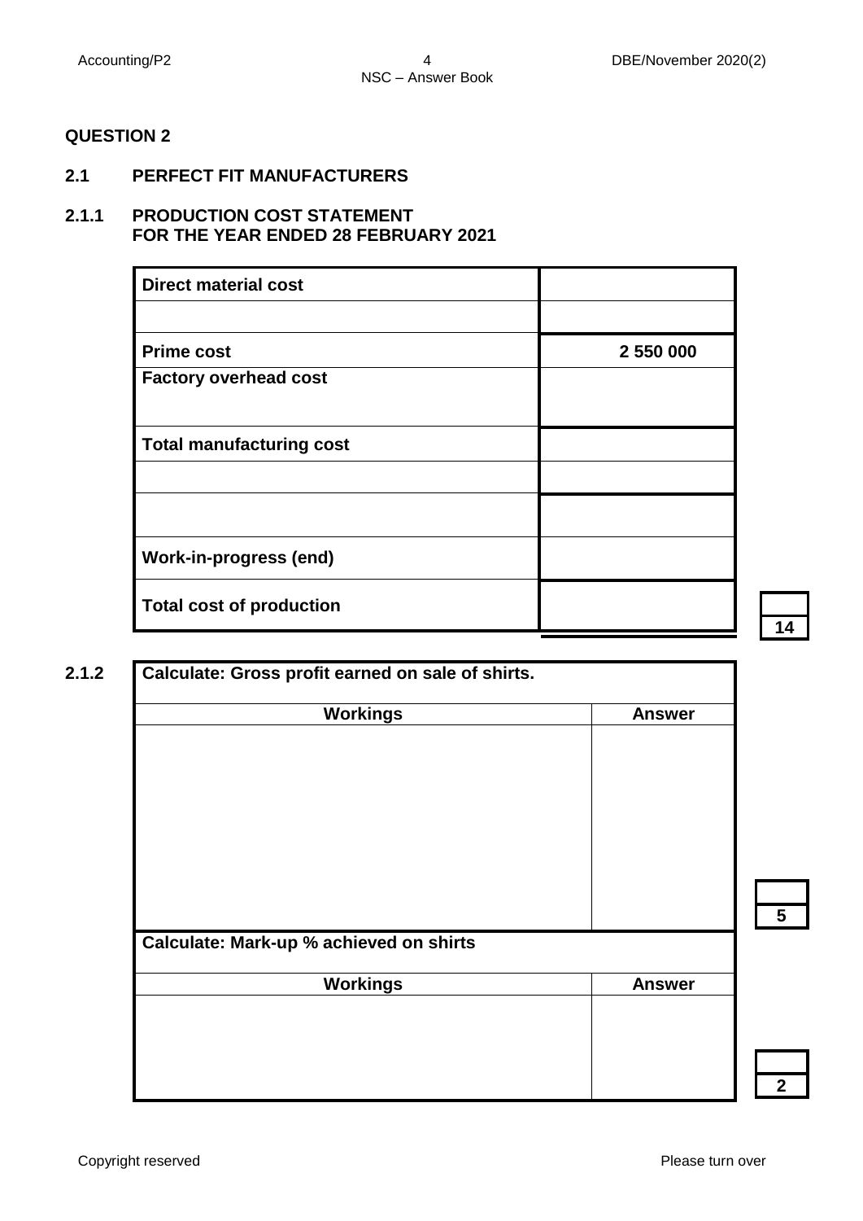## QUESTION 2

### 2.1 PERFECT FIT MANUFACTURERS

### 2.1.1 PRODUCTION COST STATEMENT FOR THE YEAR ENDED 28 FEBRUARY 2021

| | |
|---|---|
| **Direct material cost** | |
| | |
| **Prime cost** | **2 550 000** |
| **Factory overhead cost** | |
| **Total manufacturing cost** | |
| | |
| | |
| **Work-in-progress (end)** | |
| **Total cost of production** | |

**14**

### 2.1.2

| Calculate: Gross profit earned on sale of shirts. | |
|---|---|
| **Workings** | **Answer** |
| | |

**5**

| Calculate: Mark-up % achieved on shirts | |
|---|---|
| **Workings** | **Answer** |
| | |

**2**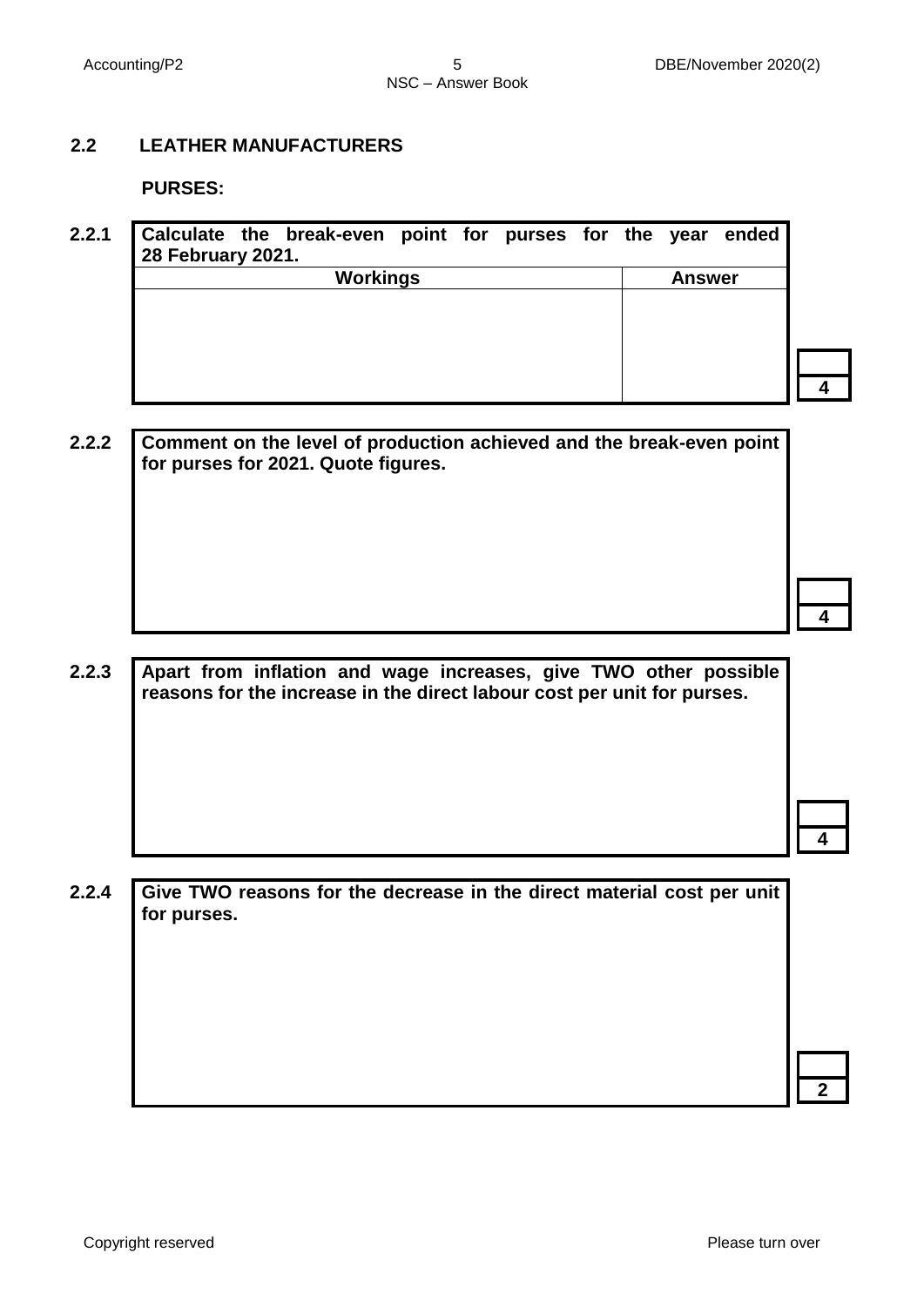## 2.2 LEATHER MANUFACTURERS

**PURSES:**

**2.2.1 Calculate the break-even point for purses for the year ended 28 February 2021.**

| Workings | Answer |
|---|---|
| | |

4

**2.2.2 Comment on the level of production achieved and the break-even point for purses for 2021. Quote figures.**

4

**2.2.3 Apart from inflation and wage increases, give TWO other possible reasons for the increase in the direct labour cost per unit for purses.**

4

**2.2.4 Give TWO reasons for the decrease in the direct material cost per unit for purses.**

2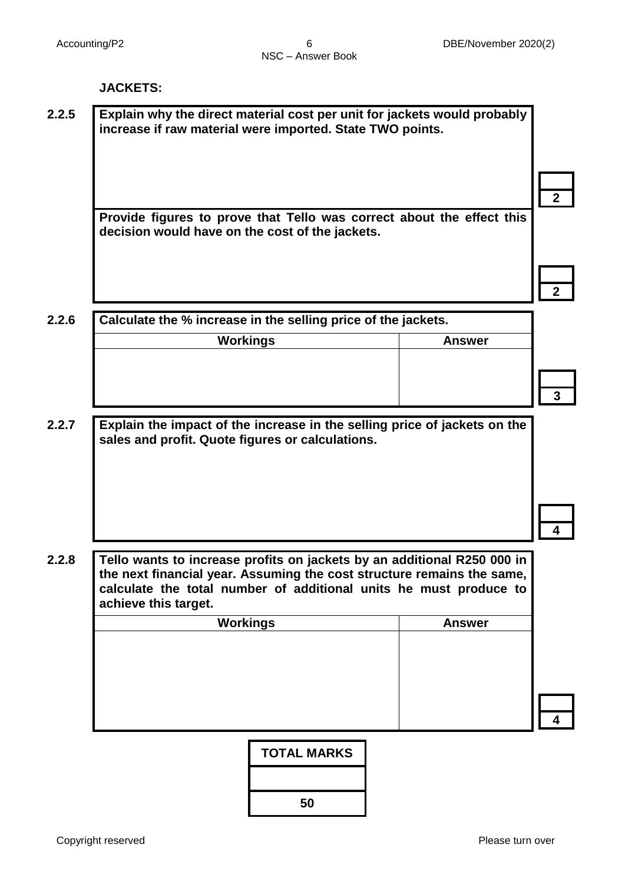**JACKETS:**

**2.2.5** **Explain why the direct material cost per unit for jackets would probably increase if raw material were imported. State TWO points.**

| |
|---|
| |

2

**Provide figures to prove that Tello was correct about the effect this decision would have on the cost of the jackets.**

| |
|---|
| |

2

**2.2.6** **Calculate the % increase in the selling price of the jackets.**

| Workings | Answer |
|---|---|
| | |

3

**2.2.7** **Explain the impact of the increase in the selling price of jackets on the sales and profit. Quote figures or calculations.**

| |
|---|
| |

4

**2.2.8** **Tello wants to increase profits on jackets by an additional R250 000 in the next financial year. Assuming the cost structure remains the same, calculate the total number of additional units he must produce to achieve this target.**

| Workings | Answer |
|---|---|
| | |

4

| TOTAL MARKS |
|---|
| |
| 50 |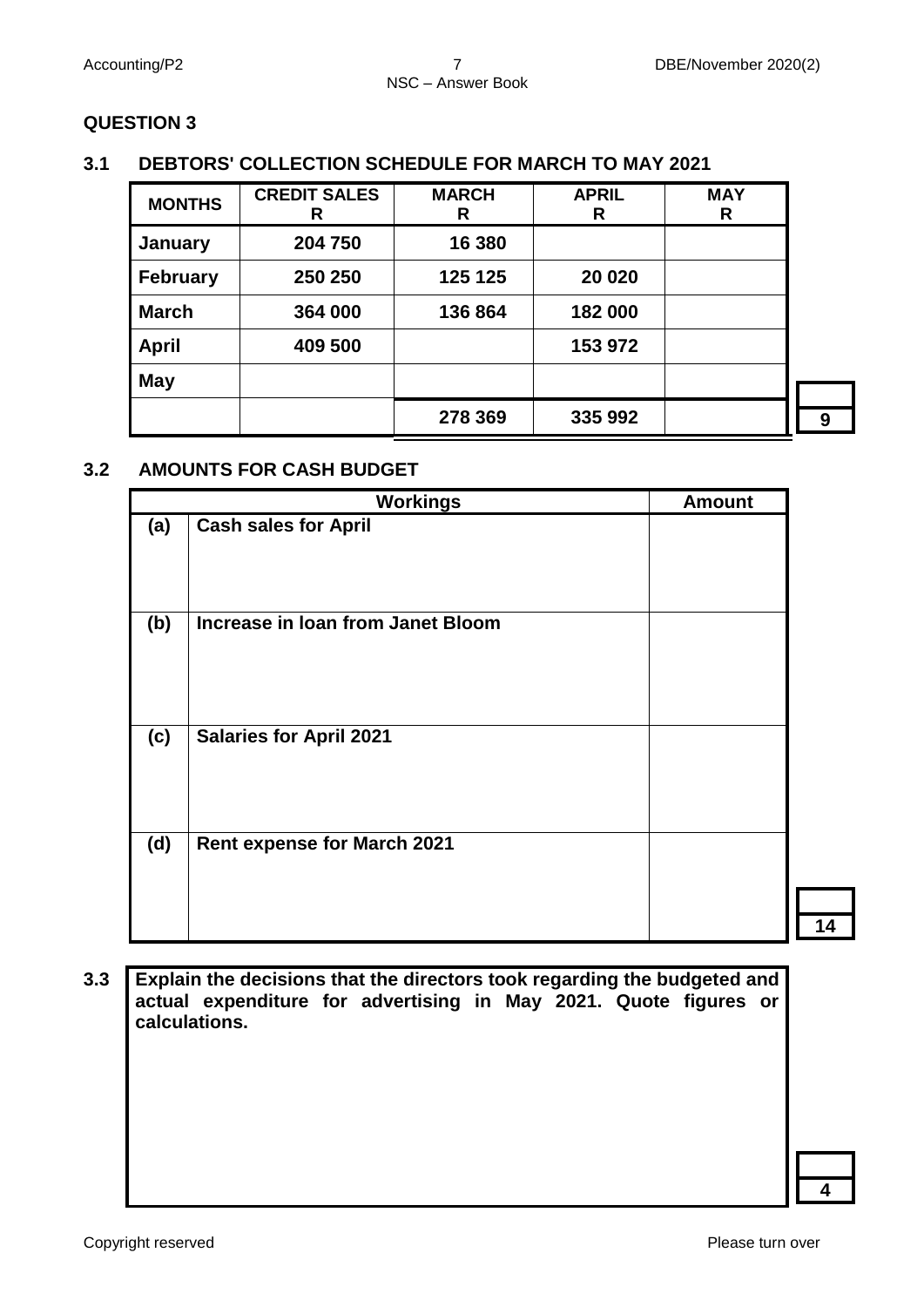## QUESTION 3

### 3.1 DEBTORS' COLLECTION SCHEDULE FOR MARCH TO MAY 2021

| MONTHS | CREDIT SALES R | MARCH R | APRIL R | MAY R |
|---|---|---|---|---|
| **January** | **204 750** | **16 380** | | |
| **February** | **250 250** | **125 125** | **20 020** | |
| **March** | **364 000** | **136 864** | **182 000** | |
| **April** | **409 500** | | **153 972** | |
| **May** | | | | |
| | | **278 369** | **335 992** | |

**9**

### 3.2 AMOUNTS FOR CASH BUDGET

| | Workings | Amount |
|---|---|---|
| **(a)** | **Cash sales for April** | |
| **(b)** | **Increase in loan from Janet Bloom** | |
| **(c)** | **Salaries for April 2021** | |
| **(d)** | **Rent expense for March 2021** | |

**14**

**3.3** **Explain the decisions that the directors took regarding the budgeted and actual expenditure for advertising in May 2021. Quote figures or calculations.**

**4**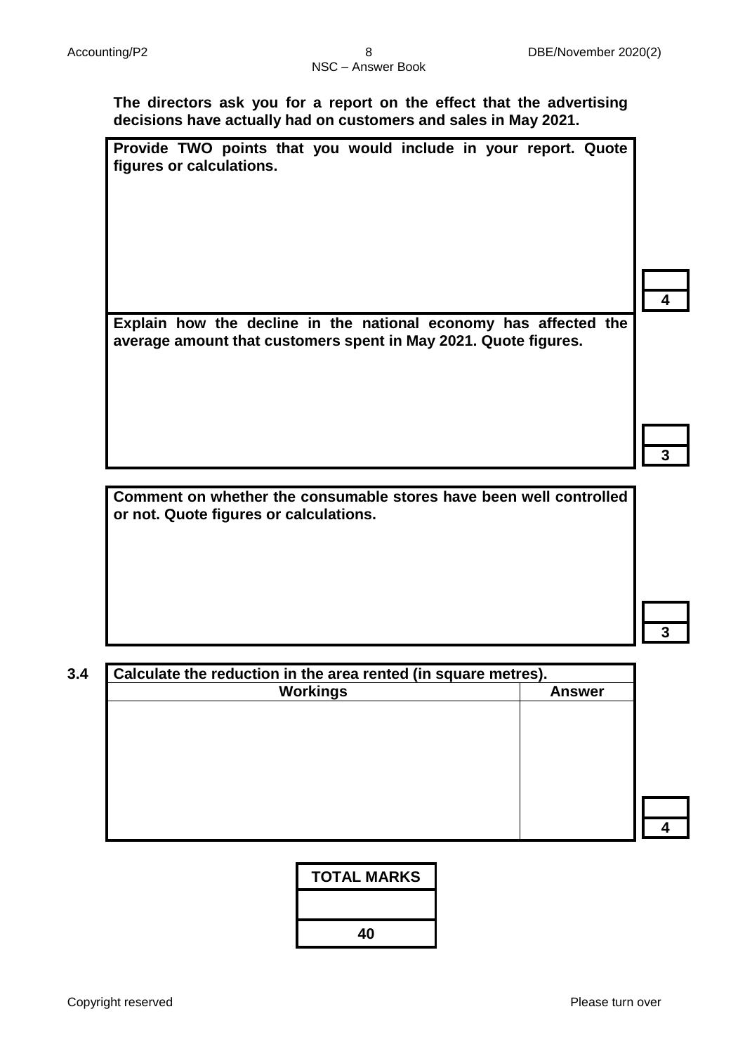**The directors ask you for a report on the effect that the advertising decisions have actually had on customers and sales in May 2021.**

| **Provide TWO points that you would include in your report. Quote figures or calculations.** | |
|---|---|
| | **4** |
| **Explain how the decline in the national economy has affected the average amount that customers spent in May 2021. Quote figures.** | |
| | **3** |

| **Comment on whether the consumable stores have been well controlled or not. Quote figures or calculations.** | |
|---|---|
| | **3** |

**3.4**

| **Calculate the reduction in the area rented (in square metres).** | | |
|---|---|---|
| **Workings** | **Answer** | |
| | | **4** |

| **TOTAL MARKS** |
|---|
| |
| **40** |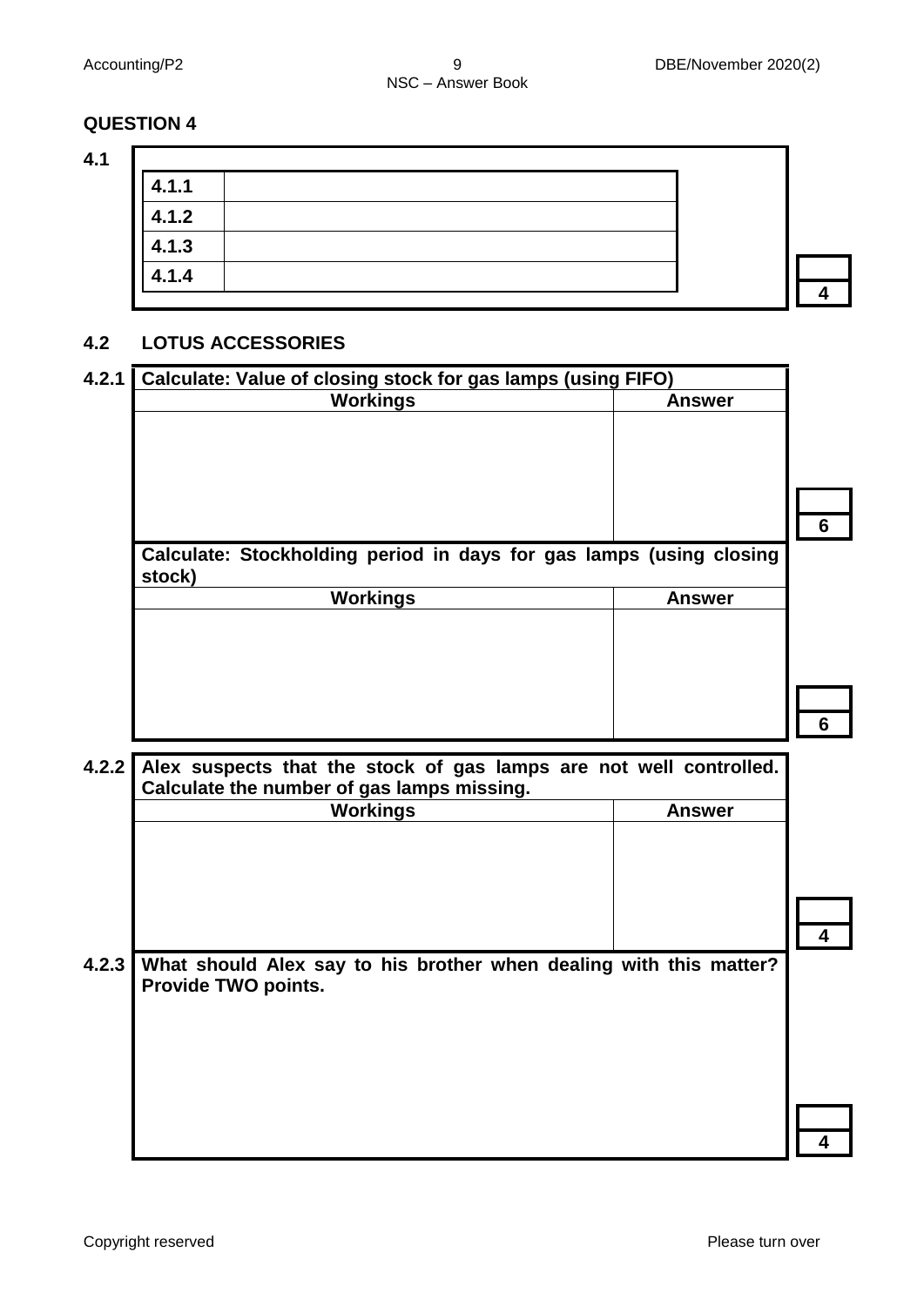## QUESTION 4

### 4.1

| | |
|---|---|
| 4.1.1 | |
| 4.1.2 | |
| 4.1.3 | |
| 4.1.4 | |

4

### 4.2 LOTUS ACCESSORIES

**4.2.1**

**Calculate: Value of closing stock for gas lamps (using FIFO)**

| Workings | Answer |
|---|---|
| | |

6

**Calculate: Stockholding period in days for gas lamps (using closing stock)**

| Workings | Answer |
|---|---|
| | |

6

**4.2.2**

**Alex suspects that the stock of gas lamps are not well controlled. Calculate the number of gas lamps missing.**

| Workings | Answer |
|---|---|
| | |

4

**4.2.3**

**What should Alex say to his brother when dealing with this matter? Provide TWO points.**

4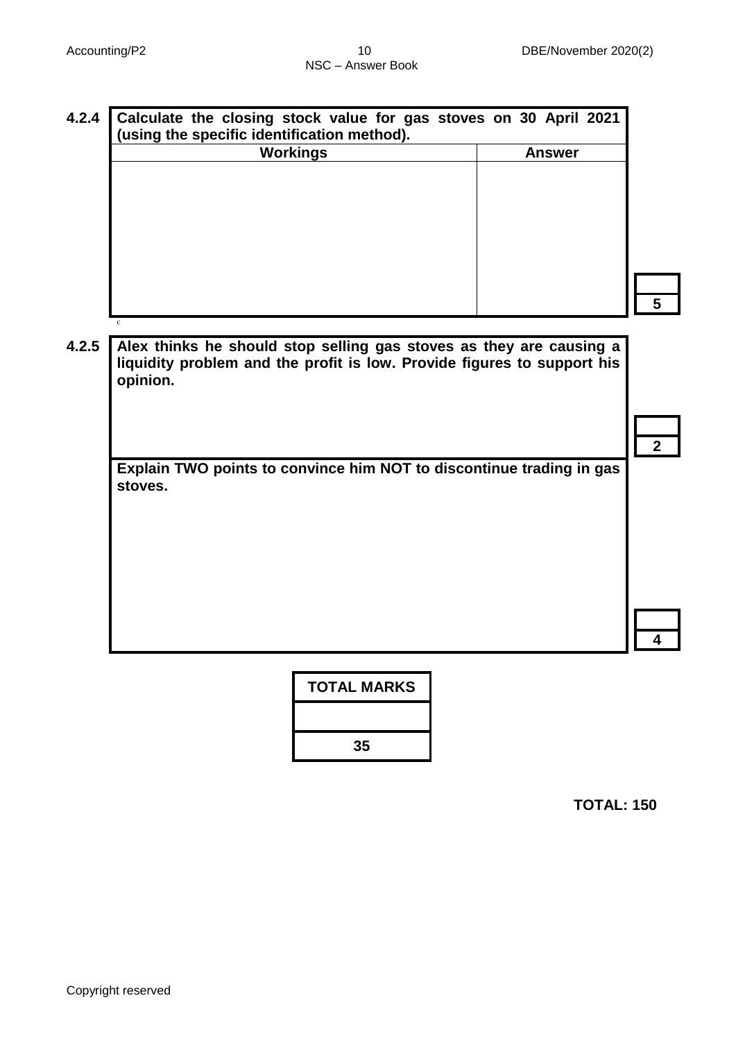**4.2.4** **Calculate the closing stock value for gas stoves on 30 April 2021 (using the specific identification method).**

| Workings | Answer |
| --- | --- |
| | |

5

**4.2.5** **Alex thinks he should stop selling gas stoves as they are causing a liquidity problem and the profit is low. Provide figures to support his opinion.**

2

**Explain TWO points to convince him NOT to discontinue trading in gas stoves.**

4

| TOTAL MARKS |
| --- |
| |
| 35 |

**TOTAL: 150**